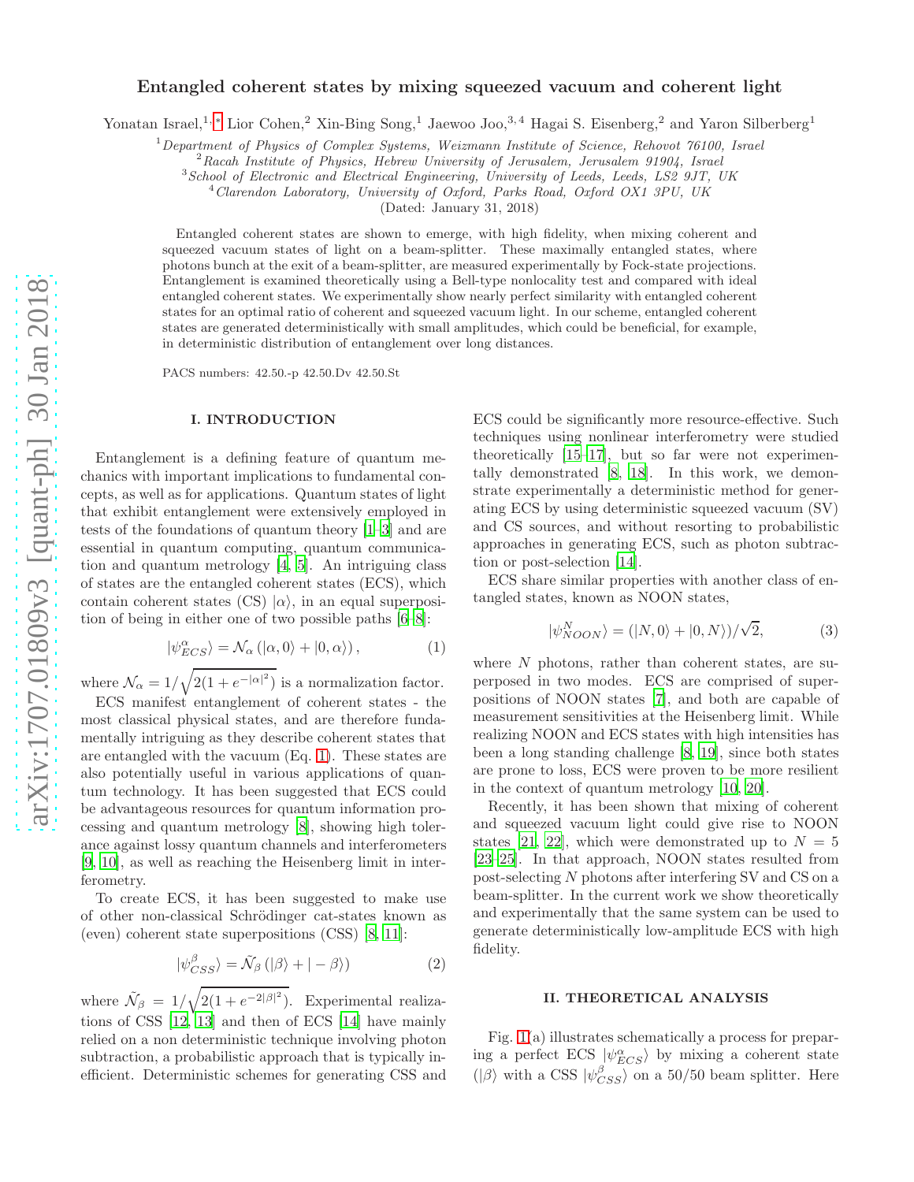# Entangled coherent states by mixing squeezed vacuum and coherent light

Yonatan Israel,[1,*] Lior Cohen,[2] Xin-Bing Song,[1] Jaewoo Joo,[3,4] Hagai S. Eisenberg,[2] and Yaron Silberberg[1]

[1] *Department of Physics of Complex Systems, Weizmann Institute of Science, Rehovot 76100, Israel*
[2] *Racah Institute of Physics, Hebrew University of Jerusalem, Jerusalem 91904, Israel*
[3] *School of Electronic and Electrical Engineering, University of Leeds, Leeds, LS2 9JT, UK*
[4] *Clarendon Laboratory, University of Oxford, Parks Road, Oxford OX1 3PU, UK*

(Dated: January 31, 2018)

Entangled coherent states are shown to emerge, with high fidelity, when mixing coherent and squeezed vacuum states of light on a beam-splitter. These maximally entangled states, where photons bunch at the exit of a beam-splitter, are measured experimentally by Fock-state projections. Entanglement is examined theoretically using a Bell-type nonlocality test and compared with ideal entangled coherent states. We experimentally show nearly perfect similarity with entangled coherent states for an optimal ratio of coherent and squeezed vacuum light. In our scheme, entangled coherent states are generated deterministically with small amplitudes, which could be beneficial, for example, in deterministic distribution of entanglement over long distances.

PACS numbers: 42.50.-p 42.50.Dv 42.50.St

## I. INTRODUCTION

Entanglement is a defining feature of quantum mechanics with important implications to fundamental concepts, as well as for applications. Quantum states of light that exhibit entanglement were extensively employed in tests of the foundations of quantum theory [1–3] and are essential in quantum computing, quantum communication and quantum metrology [4, 5]. An intriguing class of states are the entangled coherent states (ECS), which contain coherent states (CS) $|\alpha\rangle$, in an equal superposition of being in either one of two possible paths [6–8]:

$$|\psi^{\alpha}_{ECS}\rangle = \mathcal{N}_{\alpha}\left(|\alpha, 0\rangle + |0, \alpha\rangle\right), \tag{1}$$

where $\mathcal{N}_{\alpha} = 1/\sqrt{2(1 + e^{-|\alpha|^2})}$ is a normalization factor.

ECS manifest entanglement of coherent states - the most classical physical states, and are therefore fundamentally intriguing as they describe coherent states that are entangled with the vacuum (Eq. 1). These states are also potentially useful in various applications of quantum technology. It has been suggested that ECS could be advantageous resources for quantum information processing and quantum metrology [8], showing high tolerance against lossy quantum channels and interferometers [9, 10], as well as reaching the Heisenberg limit in interferometry.

To create ECS, it has been suggested to make use of other non-classical Schrödinger cat-states known as (even) coherent state superpositions (CSS) [8, 11]:

$$|\psi^{\beta}_{CSS}\rangle = \tilde{\mathcal{N}_{\beta}}\left(|\beta\rangle + |-\beta\rangle\right) \tag{2}$$

where $\tilde{\mathcal{N}_{\beta}} = 1/\sqrt{2(1 + e^{-2|\beta|^2})}$. Experimental realizations of CSS [12, 13] and then of ECS [14] have mainly relied on a non deterministic technique involving photon subtraction, a probabilistic approach that is typically inefficient. Deterministic schemes for generating CSS and ECS could be significantly more resource-effective. Such techniques using nonlinear interferometry were studied theoretically [15–17], but so far were not experimentally demonstrated [8, 18]. In this work, we demonstrate experimentally a deterministic method for generating ECS by using deterministic squeezed vacuum (SV) and CS sources, and without resorting to probabilistic approaches in generating ECS, such as photon subtraction or post-selection [14].

ECS share similar properties with another class of entangled states, known as NOON states,

$$|\psi^{N}_{NOON}\rangle = (|N, 0\rangle + |0, N\rangle)/\sqrt{2}, \tag{3}$$

where $N$ photons, rather than coherent states, are superposed in two modes. ECS are comprised of superpositions of NOON states [7], and both are capable of measurement sensitivities at the Heisenberg limit. While realizing NOON and ECS states with high intensities has been a long standing challenge [8, 19], since both states are prone to loss, ECS were proven to be more resilient in the context of quantum metrology [10, 20].

Recently, it has been shown that mixing of coherent and squeezed vacuum light could give rise to NOON states [21, 22], which were demonstrated up to $N = 5$ [23–25]. In that approach, NOON states resulted from post-selecting $N$ photons after interfering SV and CS on a beam-splitter. In the current work we show theoretically and experimentally that the same system can be used to generate deterministically low-amplitude ECS with high fidelity.

## II. THEORETICAL ANALYSIS

Fig. 1(a) illustrates schematically a process for preparing a perfect ECS $|\psi^{\alpha}_{ECS}\rangle$ by mixing a coherent state ($|\beta\rangle$ with a CSS $|\psi^{\beta}_{CSS}\rangle$ on a 50/50 beam splitter. Here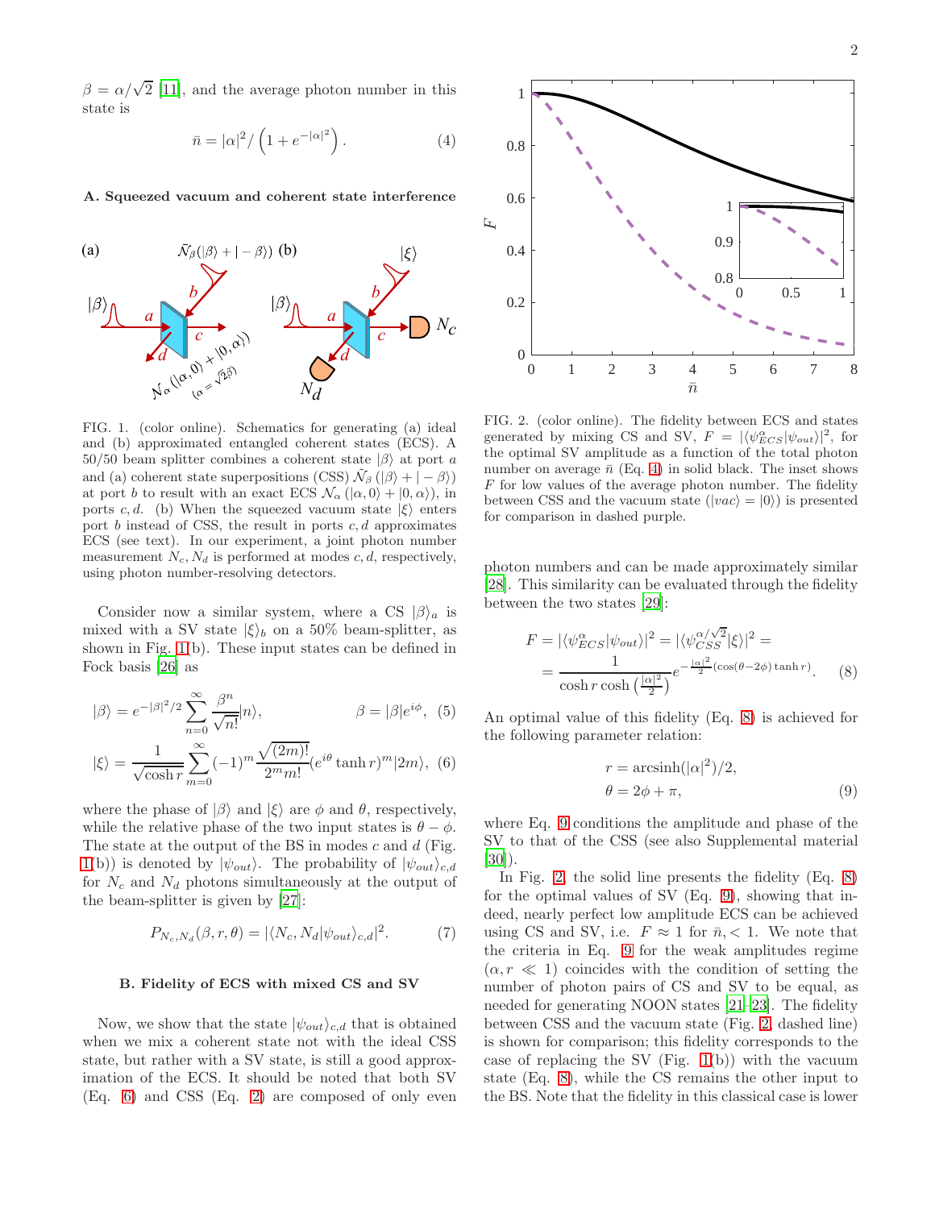$\beta = \alpha/\sqrt{2}$ [11], and the average photon number in this state is

$$\bar{n} = |\alpha|^2/\left(1 + e^{-|\alpha|^2}\right). \tag{4}$$

### A. Squeezed vacuum and coherent state interference

FIG. 1. (color online). Schematics for generating (a) ideal and (b) approximated entangled coherent states (ECS). A 50/50 beam splitter combines a coherent state $|\beta\rangle$ at port $a$ and (a) coherent state superpositions (CSS) $\bar{\mathcal{N}}_\beta\,(|\beta\rangle + |-\beta\rangle)$ at port $b$ to result with an exact ECS $\mathcal{N}_\alpha\,(|\alpha, 0\rangle + |0, \alpha\rangle)$, in ports $c, d$. (b) When the squeezed vacuum state $|\xi\rangle$ enters port $b$ instead of CSS, the result in ports $c, d$ approximates ECS (see text). In our experiment, a joint photon number measurement $N_c, N_d$ is performed at modes $c, d$, respectively, using photon number-resolving detectors.

Consider now a similar system, where a CS $|\beta\rangle_a$ is mixed with a SV state $|\xi\rangle_b$ on a 50% beam-splitter, as shown in Fig. 1(b). These input states can be defined in Fock basis [26] as

$$|\beta\rangle = e^{-|\beta|^2/2}\sum_{n=0}^{\infty}\frac{\beta^n}{\sqrt{n!}}|n\rangle, \qquad \beta = |\beta|e^{i\phi}, \tag{5}$$

$$|\xi\rangle = \frac{1}{\sqrt{\cosh r}}\sum_{m=0}^{\infty}(-1)^m\frac{\sqrt{(2m)!}}{2^m m!}(e^{i\theta}\tanh r)^m|2m\rangle, \tag{6}$$

where the phase of $|\beta\rangle$ and $|\xi\rangle$ are $\phi$ and $\theta$, respectively, while the relative phase of the two input states is $\theta - \phi$. The state at the output of the BS in modes $c$ and $d$ (Fig. 1(b)) is denoted by $|\psi_{out}\rangle$. The probability of $|\psi_{out}\rangle_{c,d}$ for $N_c$ and $N_d$ photons simultaneously at the output of the beam-splitter is given by [27]:

$$P_{N_c,N_d}(\beta, r, \theta) = |\langle N_c, N_d|\psi_{out}\rangle_{c,d}|^2. \tag{7}$$

### B. Fidelity of ECS with mixed CS and SV

Now, we show that the state $|\psi_{out}\rangle_{c,d}$ that is obtained when we mix a coherent state not with the ideal CSS state, but rather with a SV state, is still a good approximation of the ECS. It should be noted that both SV (Eq. 6) and CSS (Eq. 2) are composed of only even photon numbers and can be made approximately similar [28]. This similarity can be evaluated through the fidelity between the two states [29]:

$$F = |\langle\psi^{\alpha}_{ECS}|\psi_{out}\rangle|^2 = |\langle\psi^{\alpha/\sqrt{2}}_{CSS}|\xi\rangle|^2 = \\ = \frac{1}{\cosh r\cosh\left(\frac{|\alpha|^2}{2}\right)}e^{-\frac{|\alpha|^2}{2}(\cos(\theta-2\phi)\tanh r)}. \tag{8}$$

An optimal value of this fidelity (Eq. 8) is achieved for the following parameter relation:

$$r = \text{arcsinh}(|\alpha|^2)/2, \\ \theta = 2\phi + \pi, \tag{9}$$

where Eq. 9 conditions the amplitude and phase of the SV to that of the CSS (see also Supplemental material [30]).

FIG. 2. (color online). The fidelity between ECS and states generated by mixing CS and SV, $F = |\langle\psi^{\alpha}_{ECS}|\psi_{out}\rangle|^2$, for the optimal SV amplitude as a function of the total photon number on average $\bar{n}$ (Eq. 4) in solid black. The inset shows $F$ for low values of the average photon number. The fidelity between CSS and the vacuum state ($|vac\rangle = |0\rangle$) is presented for comparison in dashed purple.

In Fig. 2, the solid line presents the fidelity (Eq. 8) for the optimal values of SV (Eq. 9), showing that indeed, nearly perfect low amplitude ECS can be achieved using CS and SV, i.e. $F \approx 1$ for $\bar{n}, < 1$. We note that the criteria in Eq. 9 for the weak amplitudes regime ($\alpha, r \ll 1$) coincides with the condition of setting the number of photon pairs of CS and SV to be equal, as needed for generating NOON states [21–23]. The fidelity between CSS and the vacuum state (Fig. 2, dashed line) is shown for comparison; this fidelity corresponds to the case of replacing the SV (Fig. 1(b)) with the vacuum state (Eq. 8), while the CS remains the other input to the BS. Note that the fidelity in this classical case is lower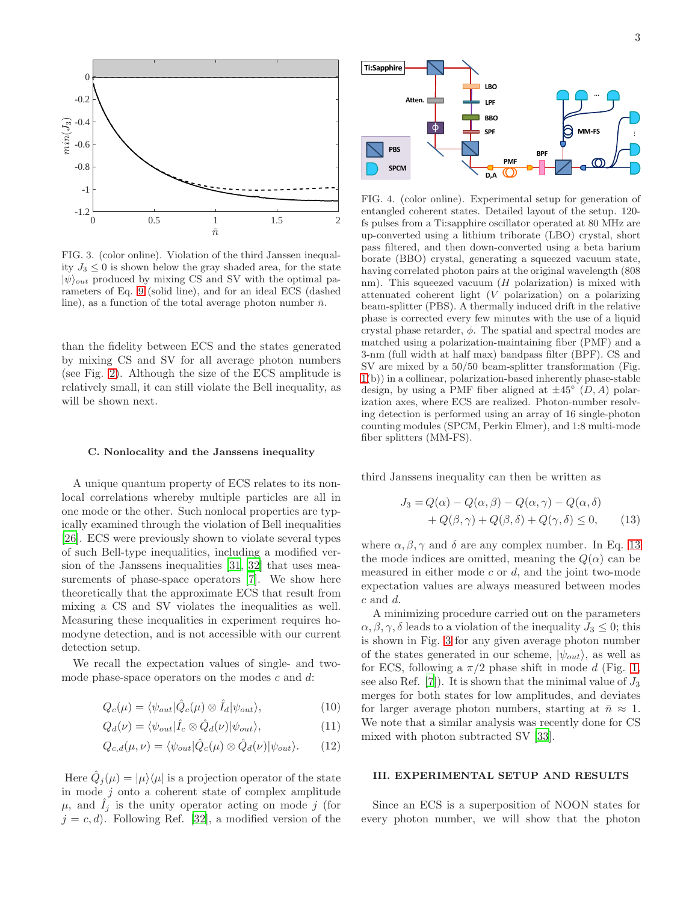FIG. 3. (color online). Violation of the third Janssen inequality $J_3 \leq 0$ is shown below the gray shaded area, for the state $|\psi\rangle_{out}$ produced by mixing CS and SV with the optimal parameters of Eq. 9 (solid line), and for an ideal ECS (dashed line), as a function of the total average photon number $\bar{n}$.

than the fidelity between ECS and the states generated by mixing CS and SV for all average photon numbers (see Fig. 2). Although the size of the ECS amplitude is relatively small, it can still violate the Bell inequality, as will be shown next.

### C. Nonlocality and the Janssens inequality

A unique quantum property of ECS relates to its nonlocal correlations whereby multiple particles are all in one mode or the other. Such nonlocal properties are typically examined through the violation of Bell inequalities [26]. ECS were previously shown to violate several types of such Bell-type inequalities, including a modified version of the Janssens inequalities [31, 32] that uses measurements of phase-space operators [7]. We show here theoretically that the approximate ECS that result from mixing a CS and SV violates the inequalities as well. Measuring these inequalities in experiment requires homodyne detection, and is not accessible with our current detection setup.

We recall the expectation values of single- and two-mode phase-space operators on the modes $c$ and $d$:

$$Q_c(\mu) = \langle\psi_{out}|\hat{Q}_c(\mu)\otimes\hat{I}_d|\psi_{out}\rangle, \tag{10}$$

$$Q_d(\nu) = \langle\psi_{out}|\hat{I}_c\otimes\hat{Q}_d(\nu)|\psi_{out}\rangle, \tag{11}$$

$$Q_{c,d}(\mu,\nu) = \langle\psi_{out}|\hat{Q}_c(\mu)\otimes\hat{Q}_d(\nu)|\psi_{out}\rangle. \tag{12}$$

Here $\hat{Q}_j(\mu) = |\mu\rangle\langle\mu|$ is a projection operator of the state in mode $j$ onto a coherent state of complex amplitude $\mu$, and $\hat{I}_j$ is the unity operator acting on mode $j$ (for $j = c, d$). Following Ref. [32], a modified version of the third Janssens inequality can then be written as

$$\begin{aligned} J_3 = & Q(\alpha) - Q(\alpha,\beta) - Q(\alpha,\gamma) - Q(\alpha,\delta) \\ & + Q(\beta,\gamma) + Q(\beta,\delta) + Q(\gamma,\delta) \leq 0, \end{aligned} \tag{13}$$

where $\alpha, \beta, \gamma$ and $\delta$ are any complex number. In Eq. 13 the mode indices are omitted, meaning the $Q(\alpha)$ can be measured in either mode $c$ or $d$, and the joint two-mode expectation values are always measured between modes $c$ and $d$.

A minimizing procedure carried out on the parameters $\alpha, \beta, \gamma, \delta$ leads to a violation of the inequality $J_3 \leq 0$; this is shown in Fig. 3 for any given average photon number of the states generated in our scheme, $|\psi_{out}\rangle$, as well as for ECS, following a $\pi/2$ phase shift in mode $d$ (Fig. 1, see also Ref. [7]). It is shown that the minimal value of $J_3$ merges for both states for low amplitudes, and deviates for larger average photon numbers, starting at $\bar{n} \approx 1$. We note that a similar analysis was recently done for CS mixed with photon subtracted SV [33].

FIG. 4. (color online). Experimental setup for generation of entangled coherent states. Detailed layout of the setup. 120-fs pulses from a Ti:sapphire oscillator operated at 80 MHz are up-converted using a lithium triborate (LBO) crystal, short pass filtered, and then down-converted using a beta barium borate (BBO) crystal, generating a squeezed vacuum state, having correlated photon pairs at the original wavelength (808 nm). This squeezed vacuum ($H$ polarization) is mixed with attenuated coherent light ($V$ polarization) on a polarizing beam-splitter (PBS). A thermally induced drift in the relative phase is corrected every few minutes with the use of a liquid crystal phase retarder, $\phi$. The spatial and spectral modes are matched using a polarization-maintaining fiber (PMF) and a 3-nm (full width at half max) bandpass filter (BPF). CS and SV are mixed by a 50/50 beam-splitter transformation (Fig. 1(b)) in a collinear, polarization-based inherently phase-stable design, by using a PMF fiber aligned at $\pm 45^{\circ}$ ($D, A$) polarization axes, where ECS are realized. Photon-number resolving detection is performed using an array of 16 single-photon counting modules (SPCM, Perkin Elmer), and 1:8 multi-mode fiber splitters (MM-FS).

## III. EXPERIMENTAL SETUP AND RESULTS

Since an ECS is a superposition of NOON states for every photon number, we will show that the photon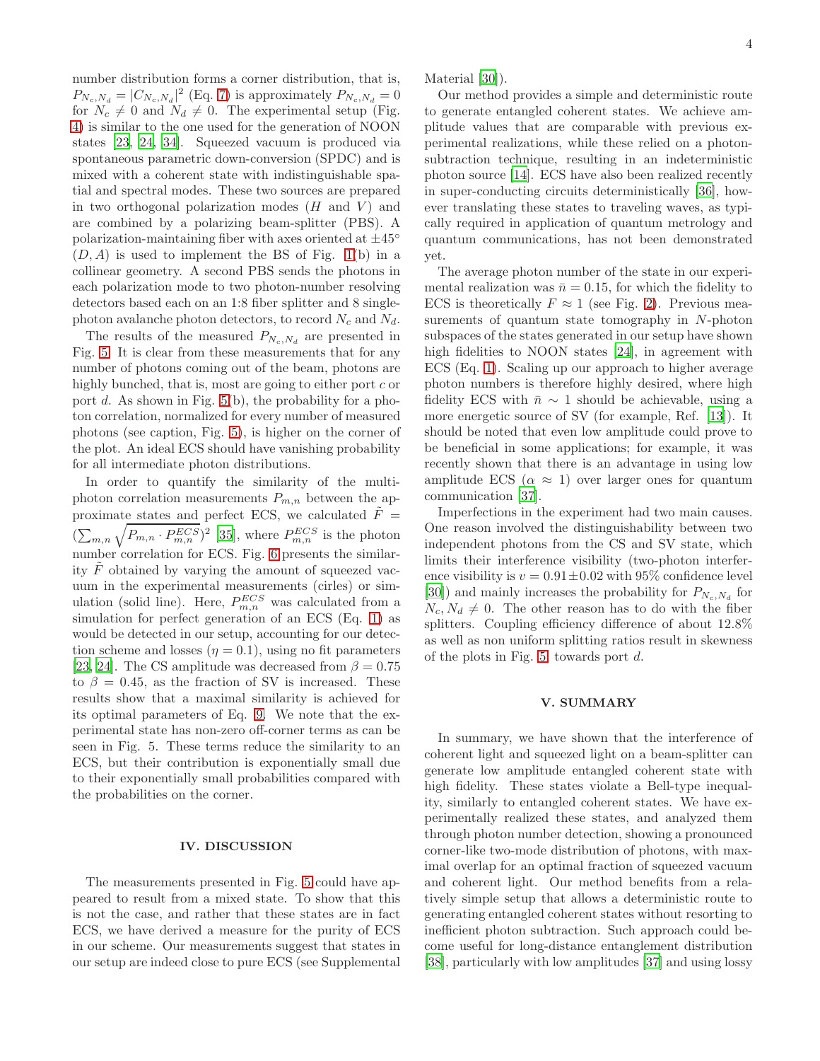number distribution forms a corner distribution, that is, $P_{N_c,N_d} = |C_{N_c,N_d}|^2$ (Eq. 7) is approximately $P_{N_c,N_d} = 0$ for $N_c \neq 0$ and $N_d \neq 0$. The experimental setup (Fig. 4) is similar to the one used for the generation of NOON states [23, 24, 34]. Squeezed vacuum is produced via spontaneous parametric down-conversion (SPDC) and is mixed with a coherent state with indistinguishable spatial and spectral modes. These two sources are prepared in two orthogonal polarization modes ($H$ and $V$) and are combined by a polarizing beam-splitter (PBS). A polarization-maintaining fiber with axes oriented at $\pm 45°$ $(D, A)$ is used to implement the BS of Fig. 1(b) in a collinear geometry. A second PBS sends the photons in each polarization mode to two photon-number resolving detectors based each on an 1:8 fiber splitter and 8 single-photon avalanche photon detectors, to record $N_c$ and $N_d$.

The results of the measured $P_{N_c,N_d}$ are presented in Fig. 5. It is clear from these measurements that for any number of photons coming out of the beam, photons are highly bunched, that is, most are going to either port $c$ or port $d$. As shown in Fig. 5(b), the probability for a photon correlation, normalized for every number of measured photons (see caption, Fig. 5), is higher on the corner of the plot. An ideal ECS should have vanishing probability for all intermediate photon distributions.

In order to quantify the similarity of the multi-photon correlation measurements $P_{m,n}$ between the approximate states and perfect ECS, we calculated $\tilde{F} = (\sum_{m,n} \sqrt{P_{m,n} \cdot P_{m,n}^{ECS}})^2$ [35], where $P_{m,n}^{ECS}$ is the photon number correlation for ECS. Fig. 6 presents the similarity $\tilde{F}$ obtained by varying the amount of squeezed vacuum in the experimental measurements (cirles) or simulation (solid line). Here, $P_{m,n}^{ECS}$ was calculated from a simulation for perfect generation of an ECS (Eq. 1) as would be detected in our setup, accounting for our detection scheme and losses ($\eta = 0.1$), using no fit parameters [23, 24]. The CS amplitude was decreased from $\beta = 0.75$ to $\beta = 0.45$, as the fraction of SV is increased. These results show that a maximal similarity is achieved for its optimal parameters of Eq. 9. We note that the experimental state has non-zero off-corner terms as can be seen in Fig. 5. These terms reduce the similarity to an ECS, but their contribution is exponentially small due to their exponentially small probabilities compared with the probabilities on the corner.

## IV. DISCUSSION

The measurements presented in Fig. 5 could have appeared to result from a mixed state. To show that this is not the case, and rather that these states are in fact ECS, we have derived a measure for the purity of ECS in our scheme. Our measurements suggest that states in our setup are indeed close to pure ECS (see Supplemental Material [30]).

Our method provides a simple and deterministic route to generate entangled coherent states. We achieve amplitude values that are comparable with previous experimental realizations, while these relied on a photon-subtraction technique, resulting in an indeterministic photon source [14]. ECS have also been realized recently in super-conducting circuits deterministically [36], however translating these states to traveling waves, as typically required in application of quantum metrology and quantum communications, has not been demonstrated yet.

The average photon number of the state in our experimental realization was $\bar{n} = 0.15$, for which the fidelity to ECS is theoretically $F \approx 1$ (see Fig. 2). Previous measurements of quantum state tomography in $N$-photon subspaces of the states generated in our setup have shown high fidelities to NOON states [24], in agreement with ECS (Eq. 1). Scaling up our approach to higher average photon numbers is therefore highly desired, where high fidelity ECS with $\bar{n} \sim 1$ should be achievable, using a more energetic source of SV (for example, Ref. [13]). It should be noted that even low amplitude could prove to be beneficial in some applications; for example, it was recently shown that there is an advantage in using low amplitude ECS ($\alpha \approx 1$) over larger ones for quantum communication [37].

Imperfections in the experiment had two main causes. One reason involved the distinguishability between two independent photons from the CS and SV state, which limits their interference visibility (two-photon interference visibility is $v = 0.91 \pm 0.02$ with 95% confidence level [30]) and mainly increases the probability for $P_{N_c,N_d}$ for $N_c, N_d \neq 0$. The other reason has to do with the fiber splitters. Coupling efficiency difference of about 12.8% as well as non uniform splitting ratios result in skewness of the plots in Fig. 5 towards port $d$.

## V. SUMMARY

In summary, we have shown that the interference of coherent light and squeezed light on a beam-splitter can generate low amplitude entangled coherent state with high fidelity. These states violate a Bell-type inequality, similarly to entangled coherent states. We have experimentally realized these states, and analyzed them through photon number detection, showing a pronounced corner-like two-mode distribution of photons, with maximal overlap for an optimal fraction of squeezed vacuum and coherent light. Our method benefits from a relatively simple setup that allows a deterministic route to generating entangled coherent states without resorting to inefficient photon subtraction. Such approach could become useful for long-distance entanglement distribution [38], particularly with low amplitudes [37] and using lossy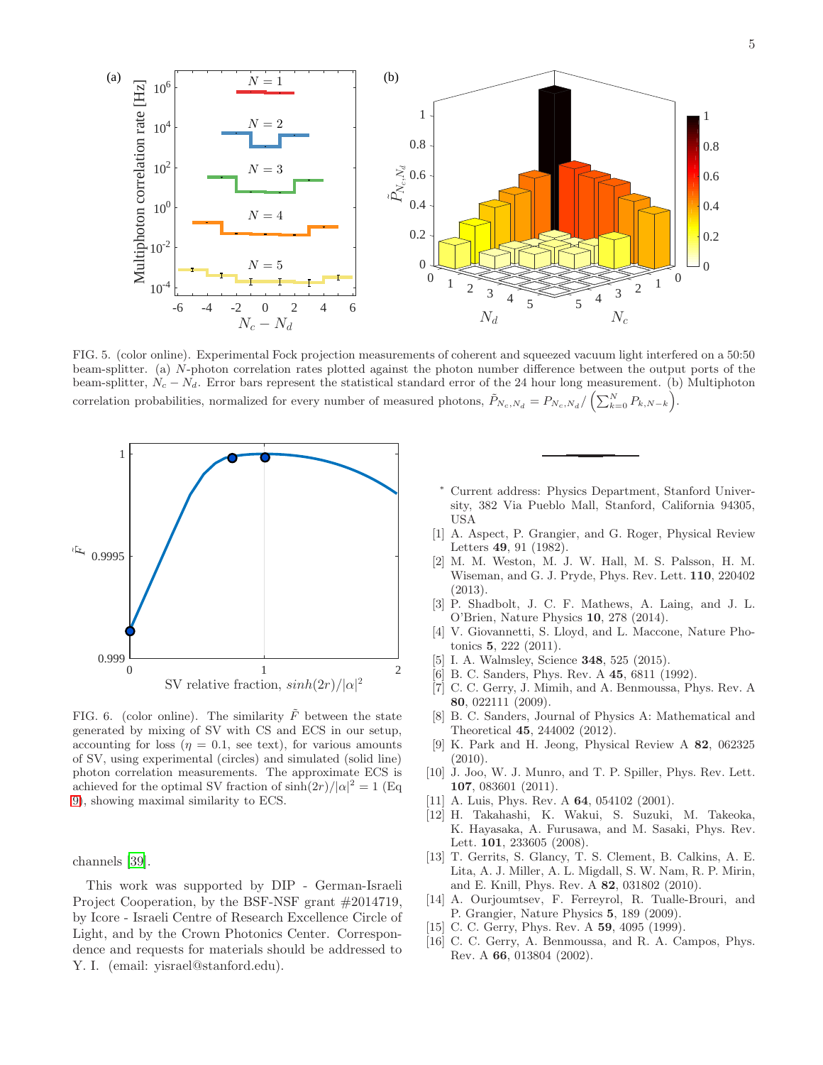FIG. 5. (color online). Experimental Fock projection measurements of coherent and squeezed vacuum light interfered on a 50:50 beam-splitter. (a) $N$-photon correlation rates plotted against the photon number difference between the output ports of the beam-splitter, $N_c - N_d$. Error bars represent the statistical standard error of the 24 hour long measurement. (b) Multiphoton correlation probabilities, normalized for every number of measured photons, $\tilde{P}_{N_c,N_d} = P_{N_c,N_d} / \left( \sum_{k=0}^{N} P_{k,N-k} \right)$.

FIG. 6. (color online). The similarity $\tilde{F}$ between the state generated by mixing of SV with CS and ECS in our setup, accounting for loss ($\eta = 0.1$, see text), for various amounts of SV, using experimental (circles) and simulated (solid line) photon correlation measurements. The approximate ECS is achieved for the optimal SV fraction of $\sinh(2r)/|\alpha|^2 = 1$ (Eq 9), showing maximal similarity to ECS.

channels [39].

This work was supported by DIP - German-Israeli Project Cooperation, by the BSF-NSF grant #2014719, by Icore - Israeli Centre of Research Excellence Circle of Light, and by the Crown Photonics Center. Correspondence and requests for materials should be addressed to Y. I. (email: yisrael@stanford.edu).

---

* Current address: Physics Department, Stanford University, 382 Via Pueblo Mall, Stanford, California 94305, USA

[1] A. Aspect, P. Grangier, and G. Roger, Physical Review Letters **49**, 91 (1982).

[2] M. M. Weston, M. J. W. Hall, M. S. Palsson, H. M. Wiseman, and G. J. Pryde, Phys. Rev. Lett. **110**, 220402 (2013).

[3] P. Shadbolt, J. C. F. Mathews, A. Laing, and J. L. O'Brien, Nature Physics **10**, 278 (2014).

[4] V. Giovannetti, S. Lloyd, and L. Maccone, Nature Photonics **5**, 222 (2011).

[5] I. A. Walmsley, Science **348**, 525 (2015).

[6] B. C. Sanders, Phys. Rev. A **45**, 6811 (1992).

[7] C. C. Gerry, J. Mimih, and A. Benmoussa, Phys. Rev. A **80**, 022111 (2009).

[8] B. C. Sanders, Journal of Physics A: Mathematical and Theoretical **45**, 244002 (2012).

[9] K. Park and H. Jeong, Physical Review A **82**, 062325 (2010).

[10] J. Joo, W. J. Munro, and T. P. Spiller, Phys. Rev. Lett. **107**, 083601 (2011).

[11] A. Luis, Phys. Rev. A **64**, 054102 (2001).

[12] H. Takahashi, K. Wakui, S. Suzuki, M. Takeoka, K. Hayasaka, A. Furusawa, and M. Sasaki, Phys. Rev. Lett. **101**, 233605 (2008).

[13] T. Gerrits, S. Glancy, T. S. Clement, B. Calkins, A. E. Lita, A. J. Miller, A. L. Migdall, S. W. Nam, R. P. Mirin, and E. Knill, Phys. Rev. A **82**, 031802 (2010).

[14] A. Ourjoumtsev, F. Ferreyrol, R. Tualle-Brouri, and P. Grangier, Nature Physics **5**, 189 (2009).

[15] C. C. Gerry, Phys. Rev. A **59**, 4095 (1999).

[16] C. C. Gerry, A. Benmoussa, and R. A. Campos, Phys. Rev. A **66**, 013804 (2002).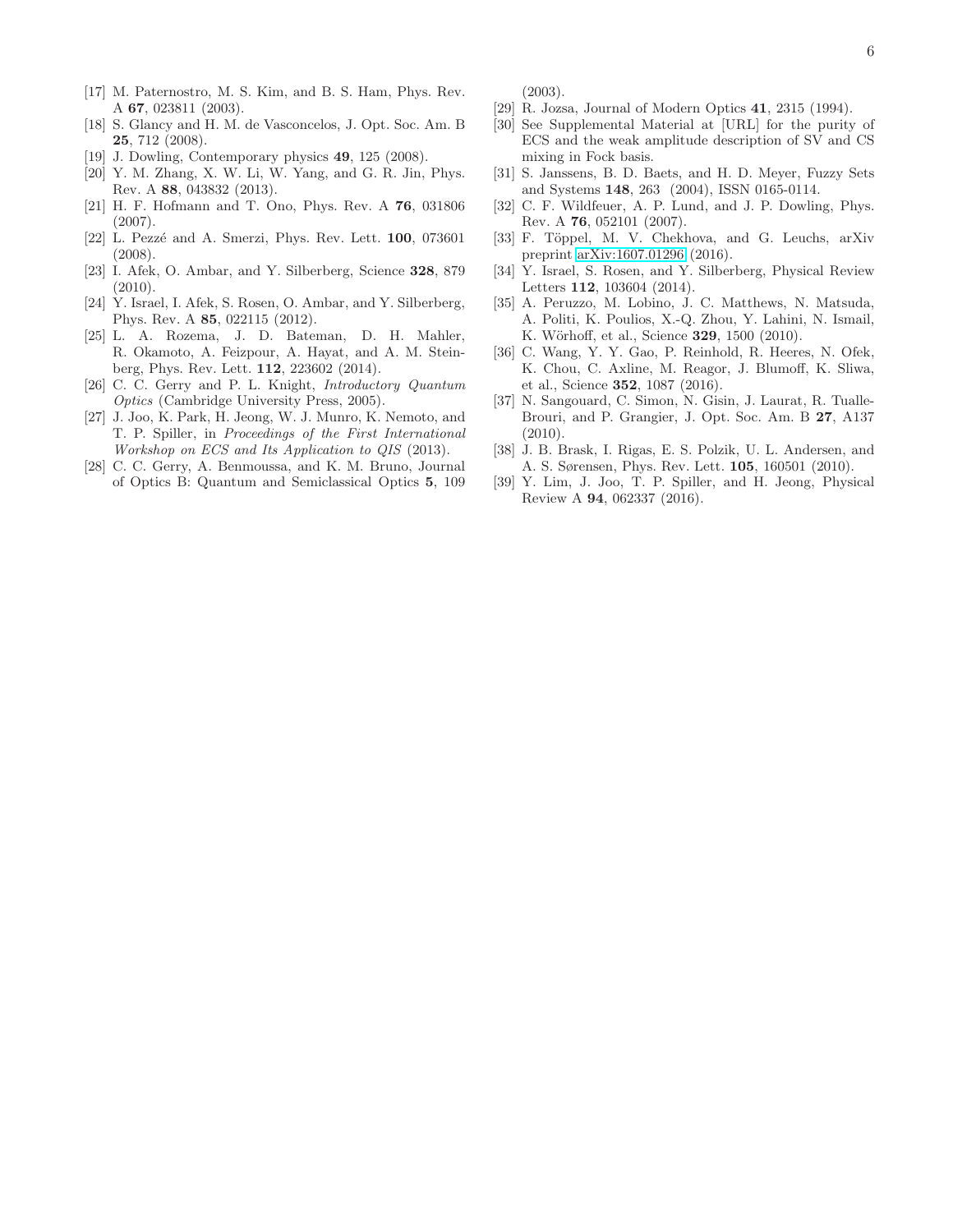[17] M. Paternostro, M. S. Kim, and B. S. Ham, Phys. Rev. A **67**, 023811 (2003).

[18] S. Glancy and H. M. de Vasconcelos, J. Opt. Soc. Am. B **25**, 712 (2008).

[19] J. Dowling, Contemporary physics **49**, 125 (2008).

[20] Y. M. Zhang, X. W. Li, W. Yang, and G. R. Jin, Phys. Rev. A **88**, 043832 (2013).

[21] H. F. Hofmann and T. Ono, Phys. Rev. A **76**, 031806 (2007).

[22] L. Pezzé and A. Smerzi, Phys. Rev. Lett. **100**, 073601 (2008).

[23] I. Afek, O. Ambar, and Y. Silberberg, Science **328**, 879 (2010).

[24] Y. Israel, I. Afek, S. Rosen, O. Ambar, and Y. Silberberg, Phys. Rev. A **85**, 022115 (2012).

[25] L. A. Rozema, J. D. Bateman, D. H. Mahler, R. Okamoto, A. Feizpour, A. Hayat, and A. M. Steinberg, Phys. Rev. Lett. **112**, 223602 (2014).

[26] C. C. Gerry and P. L. Knight, *Introductory Quantum Optics* (Cambridge University Press, 2005).

[27] J. Joo, K. Park, H. Jeong, W. J. Munro, K. Nemoto, and T. P. Spiller, in *Proceedings of the First International Workshop on ECS and Its Application to QIS* (2013).

[28] C. C. Gerry, A. Benmoussa, and K. M. Bruno, Journal of Optics B: Quantum and Semiclassical Optics **5**, 109 (2003).

[29] R. Jozsa, Journal of Modern Optics **41**, 2315 (1994).

[30] See Supplemental Material at [URL] for the purity of ECS and the weak amplitude description of SV and CS mixing in Fock basis.

[31] S. Janssens, B. D. Baets, and H. D. Meyer, Fuzzy Sets and Systems **148**, 263 (2004), ISSN 0165-0114.

[32] C. F. Wildfeuer, A. P. Lund, and J. P. Dowling, Phys. Rev. A **76**, 052101 (2007).

[33] F. Töppel, M. V. Chekhova, and G. Leuchs, arXiv preprint arXiv:1607.01296 (2016).

[34] Y. Israel, S. Rosen, and Y. Silberberg, Physical Review Letters **112**, 103604 (2014).

[35] A. Peruzzo, M. Lobino, J. C. Matthews, N. Matsuda, A. Politi, K. Poulios, X.-Q. Zhou, Y. Lahini, N. Ismail, K. Wörhoff, et al., Science **329**, 1500 (2010).

[36] C. Wang, Y. Y. Gao, P. Reinhold, R. Heeres, N. Ofek, K. Chou, C. Axline, M. Reagor, J. Blumoff, K. Sliwa, et al., Science **352**, 1087 (2016).

[37] N. Sangouard, C. Simon, N. Gisin, J. Laurat, R. Tualle-Brouri, and P. Grangier, J. Opt. Soc. Am. B **27**, A137 (2010).

[38] J. B. Brask, I. Rigas, E. S. Polzik, U. L. Andersen, and A. S. Sørensen, Phys. Rev. Lett. **105**, 160501 (2010).

[39] Y. Lim, J. Joo, T. P. Spiller, and H. Jeong, Physical Review A **94**, 062337 (2016).